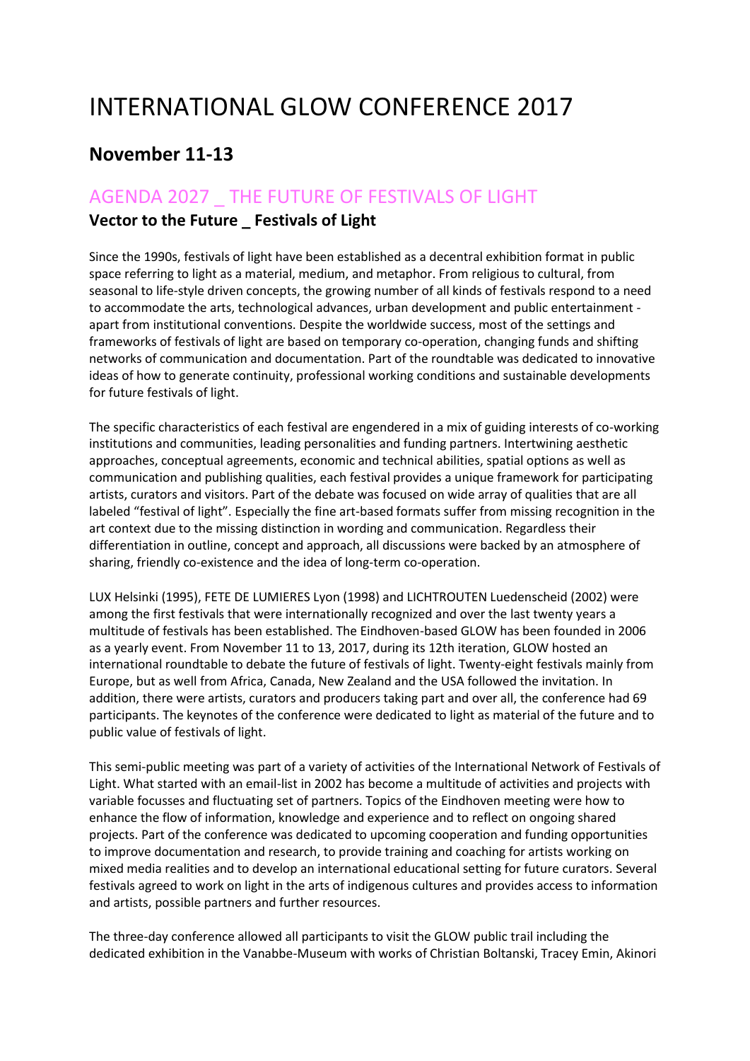# INTERNATIONAL GLOW CONFERENCE 2017

## November 11-13

## AGENDA 2027 _ THE FUTURE OF FESTIVALS OF LIGHT

### Vector to the Future _ Festivals of Light

Since the 1990s, festivals of light have been established as a decentral exhibition format in public space referring to light as a material, medium, and metaphor. From religious to cultural, from seasonal to life-style driven concepts, the growing number of all kinds of festivals respond to a need to accommodate the arts, technological advances, urban development and public entertainment - apart from institutional conventions. Despite the worldwide success, most of the settings and frameworks of festivals of light are based on temporary co-operation, changing funds and shifting networks of communication and documentation. Part of the roundtable was dedicated to innovative ideas of how to generate continuity, professional working conditions and sustainable developments for future festivals of light.

The specific characteristics of each festival are engendered in a mix of guiding interests of co-working institutions and communities, leading personalities and funding partners. Intertwining aesthetic approaches, conceptual agreements, economic and technical abilities, spatial options as well as communication and publishing qualities, each festival provides a unique framework for participating artists, curators and visitors. Part of the debate was focused on wide array of qualities that are all labeled "festival of light". Especially the fine art-based formats suffer from missing recognition in the art context due to the missing distinction in wording and communication. Regardless their differentiation in outline, concept and approach, all discussions were backed by an atmosphere of sharing, friendly co-existence and the idea of long-term co-operation.

LUX Helsinki (1995), FETE DE LUMIERES Lyon (1998) and LICHTROUTEN Luedenscheid (2002) were among the first festivals that were internationally recognized and over the last twenty years a multitude of festivals has been established. The Eindhoven-based GLOW has been founded in 2006 as a yearly event. From November 11 to 13, 2017, during its 12th iteration, GLOW hosted an international roundtable to debate the future of festivals of light. Twenty-eight festivals mainly from Europe, but as well from Africa, Canada, New Zealand and the USA followed the invitation. In addition, there were artists, curators and producers taking part and over all, the conference had 69 participants. The keynotes of the conference were dedicated to light as material of the future and to public value of festivals of light.

This semi-public meeting was part of a variety of activities of the International Network of Festivals of Light. What started with an email-list in 2002 has become a multitude of activities and projects with variable focusses and fluctuating set of partners. Topics of the Eindhoven meeting were how to enhance the flow of information, knowledge and experience and to reflect on ongoing shared projects. Part of the conference was dedicated to upcoming cooperation and funding opportunities to improve documentation and research, to provide training and coaching for artists working on mixed media realities and to develop an international educational setting for future curators. Several festivals agreed to work on light in the arts of indigenous cultures and provides access to information and artists, possible partners and further resources.

The three-day conference allowed all participants to visit the GLOW public trail including the dedicated exhibition in the Vanabbe-Museum with works of Christian Boltanski, Tracey Emin, Akinori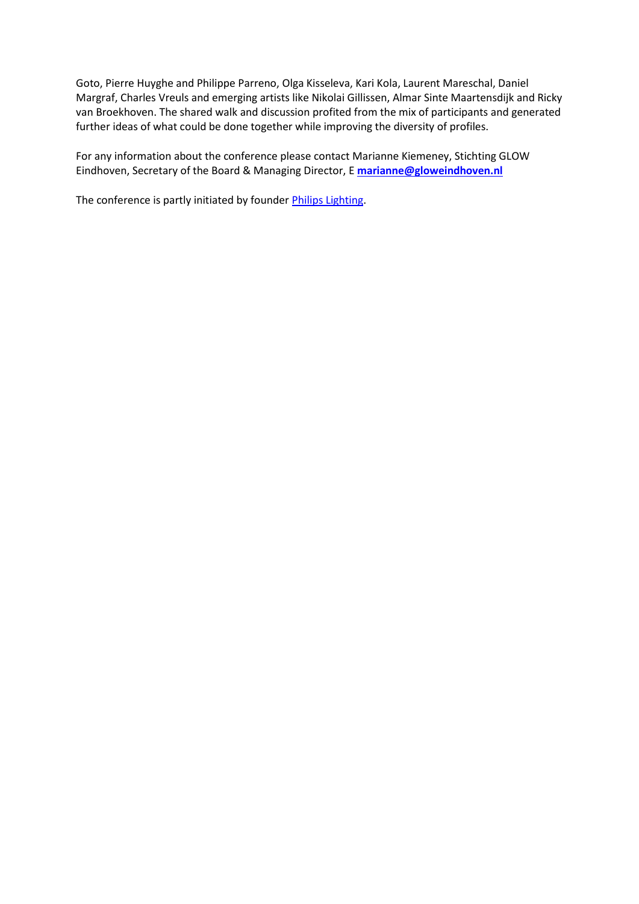Goto, Pierre Huyghe and Philippe Parreno, Olga Kisseleva, Kari Kola, Laurent Mareschal, Daniel Margraf, Charles Vreuls and emerging artists like Nikolai Gillissen, Almar Sinte Maartensdijk and Ricky van Broekhoven. The shared walk and discussion profited from the mix of participants and generated further ideas of what could be done together while improving the diversity of profiles.

For any information about the conference please contact Marianne Kiemeney, Stichting GLOW Eindhoven, Secretary of the Board & Managing Director, E **marianne@gloweindhoven.nl**

The conference is partly initiated by founder Philips Lighting.